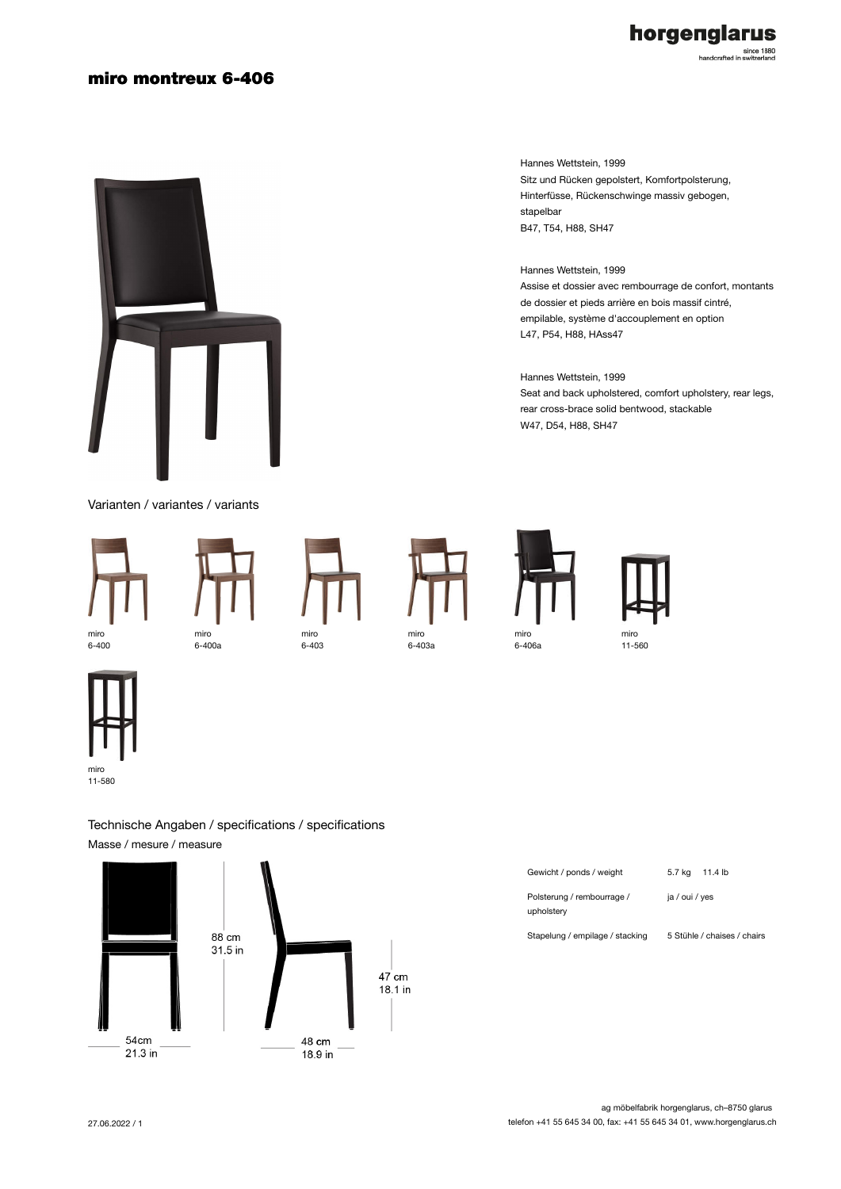horgenglarus
since 1880
handcrafted in switzerland

# miro montreux 6-406

Hannes Wettstein, 1999
Sitz und Rücken gepolstert, Komfortpolsterung, Hinterfüsse, Rückenschwinge massiv gebogen, stapelbar
B47, T54, H88, SH47

Hannes Wettstein, 1999
Assise et dossier avec rembourrage de confort, montants de dossier et pieds arrière en bois massif cintré, empilable, système d'accouplement en option
L47, P54, H88, HAss47

Hannes Wettstein, 1999
Seat and back upholstered, comfort upholstery, rear legs, rear cross-brace solid bentwood, stackable
W47, D54, H88, SH47

## Varianten / variantes / variants

miro 6-400

miro 6-400a

miro 6-403

miro 6-403a

miro 6-406a

miro 11-560

miro 11-580

## Technische Angaben / specifications / specifications

Masse / mesure / measure

88 cm
31.5 in

47 cm
18.1 in

54cm
21.3 in

48 cm
18.9 in

| | |
|---|---|
| Gewicht / ponds / weight | 5.7 kg 11.4 lb |
| Polsterung / rembourrage / upholstery | ja / oui / yes |
| Stapelung / empilage / stacking | 5 Stühle / chaises / chairs |

27.06.2022 / 1

ag möbelfabrik horgenglarus, ch–8750 glarus
telefon +41 55 645 34 00, fax: +41 55 645 34 01, www.horgenglarus.ch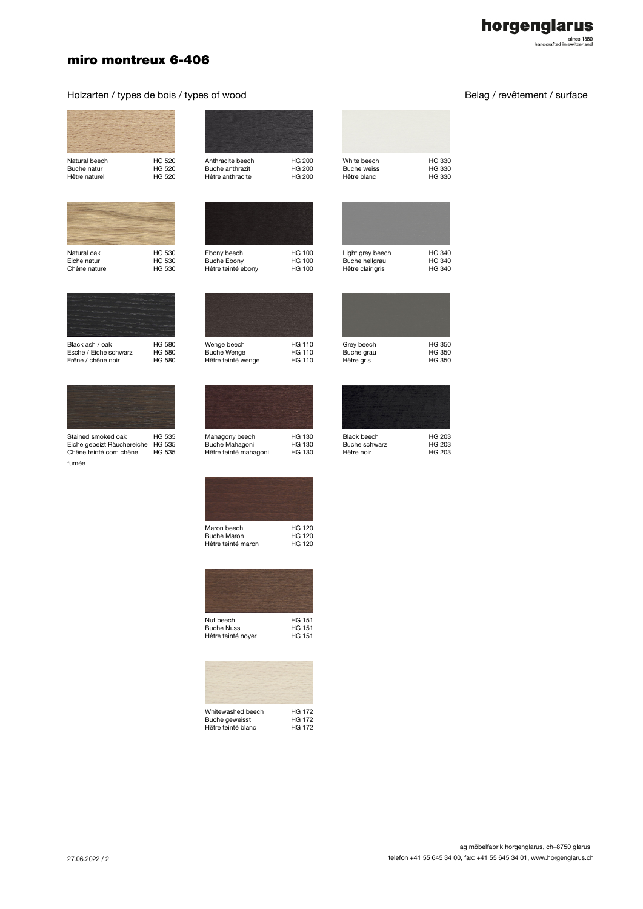## miro montreux 6-406

### Holzarten / types de bois / types of wood

Natural beech — HG 520
Buche natur — HG 520
Hêtre naturel — HG 520

Natural oak — HG 530
Eiche natur — HG 530
Chêne naturel — HG 530

Black ash / oak — HG 580
Esche / Eiche schwarz — HG 580
Frêne / chêne noir — HG 580

Stained smoked oak — HG 535
Eiche gebeizt Räuchereiche — HG 535
Chêne teinté com chêne fumée — HG 535

Anthracite beech — HG 200
Buche anthrazit — HG 200
Hêtre anthracite — HG 200

Ebony beech — HG 100
Buche Ebony — HG 100
Hêtre teinté ebony — HG 100

Wenge beech — HG 110
Buche Wenge — HG 110
Hêtre teinté wenge — HG 110

Mahagony beech — HG 130
Buche Mahagoni — HG 130
Hêtre teinté mahagoni — HG 130

Maron beech — HG 120
Buche Maron — HG 120
Hêtre teinté maron — HG 120

Nut beech — HG 151
Buche Nuss — HG 151
Hêtre teinté noyer — HG 151

Whitewashed beech — HG 172
Buche geweisst — HG 172
Hêtre teinté blanc — HG 172

White beech — HG 330
Buche weiss — HG 330
Hêtre blanc — HG 330

Light grey beech — HG 340
Buche hellgrau — HG 340
Hêtre clair gris — HG 340

Grey beech — HG 350
Buche grau — HG 350
Hêtre gris — HG 350

Black beech — HG 203
Buche schwarz — HG 203
Hêtre noir — HG 203

### Belag / revêtement / surface

27.06.2022 / 2

ag möbelfabrik horgenglarus, ch–8750 glarus
telefon +41 55 645 34 00, fax: +41 55 645 34 01, www.horgenglarus.ch